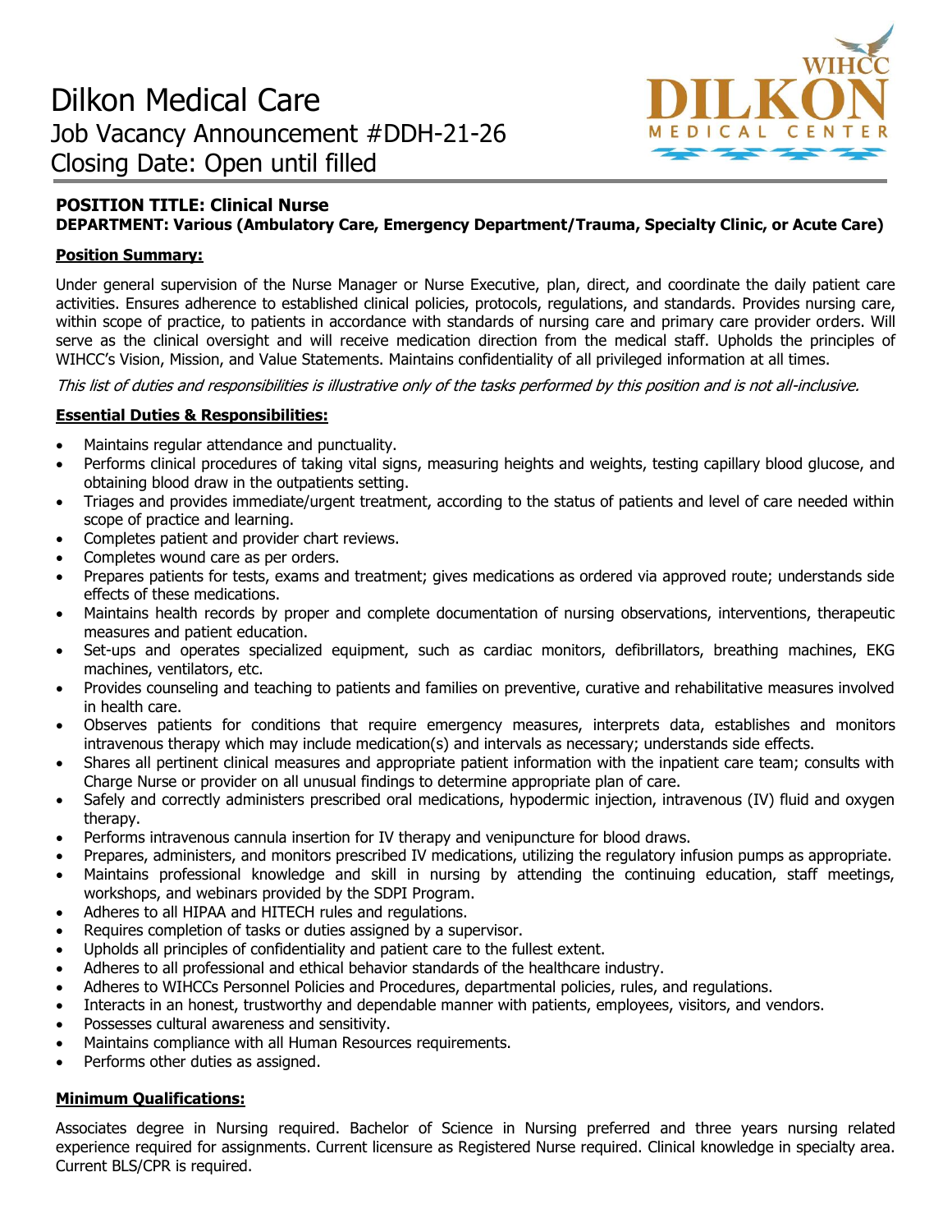# Dilkon Medical Care

Job Vacancy Announcement #DDH-21-26

Closing Date: Open until filled

## POSITION TITLE: Clinical Nurse

**DEPARTMENT: Various (Ambulatory Care, Emergency Department/Trauma, Specialty Clinic, or Acute Care)**

### Position Summary:

Under general supervision of the Nurse Manager or Nurse Executive, plan, direct, and coordinate the daily patient care activities. Ensures adherence to established clinical policies, protocols, regulations, and standards. Provides nursing care, within scope of practice, to patients in accordance with standards of nursing care and primary care provider orders. Will serve as the clinical oversight and will receive medication direction from the medical staff. Upholds the principles of WIHCC's Vision, Mission, and Value Statements. Maintains confidentiality of all privileged information at all times.

*This list of duties and responsibilities is illustrative only of the tasks performed by this position and is not all-inclusive.*

### Essential Duties & Responsibilities:

- Maintains regular attendance and punctuality.
- Performs clinical procedures of taking vital signs, measuring heights and weights, testing capillary blood glucose, and obtaining blood draw in the outpatients setting.
- Triages and provides immediate/urgent treatment, according to the status of patients and level of care needed within scope of practice and learning.
- Completes patient and provider chart reviews.
- Completes wound care as per orders.
- Prepares patients for tests, exams and treatment; gives medications as ordered via approved route; understands side effects of these medications.
- Maintains health records by proper and complete documentation of nursing observations, interventions, therapeutic measures and patient education.
- Set-ups and operates specialized equipment, such as cardiac monitors, defibrillators, breathing machines, EKG machines, ventilators, etc.
- Provides counseling and teaching to patients and families on preventive, curative and rehabilitative measures involved in health care.
- Observes patients for conditions that require emergency measures, interprets data, establishes and monitors intravenous therapy which may include medication(s) and intervals as necessary; understands side effects.
- Shares all pertinent clinical measures and appropriate patient information with the inpatient care team; consults with Charge Nurse or provider on all unusual findings to determine appropriate plan of care.
- Safely and correctly administers prescribed oral medications, hypodermic injection, intravenous (IV) fluid and oxygen therapy.
- Performs intravenous cannula insertion for IV therapy and venipuncture for blood draws.
- Prepares, administers, and monitors prescribed IV medications, utilizing the regulatory infusion pumps as appropriate.
- Maintains professional knowledge and skill in nursing by attending the continuing education, staff meetings, workshops, and webinars provided by the SDPI Program.
- Adheres to all HIPAA and HITECH rules and regulations.
- Requires completion of tasks or duties assigned by a supervisor.
- Upholds all principles of confidentiality and patient care to the fullest extent.
- Adheres to all professional and ethical behavior standards of the healthcare industry.
- Adheres to WIHCCs Personnel Policies and Procedures, departmental policies, rules, and regulations.
- Interacts in an honest, trustworthy and dependable manner with patients, employees, visitors, and vendors.
- Possesses cultural awareness and sensitivity.
- Maintains compliance with all Human Resources requirements.
- Performs other duties as assigned.

### Minimum Qualifications:

Associates degree in Nursing required. Bachelor of Science in Nursing preferred and three years nursing related experience required for assignments. Current licensure as Registered Nurse required. Clinical knowledge in specialty area. Current BLS/CPR is required.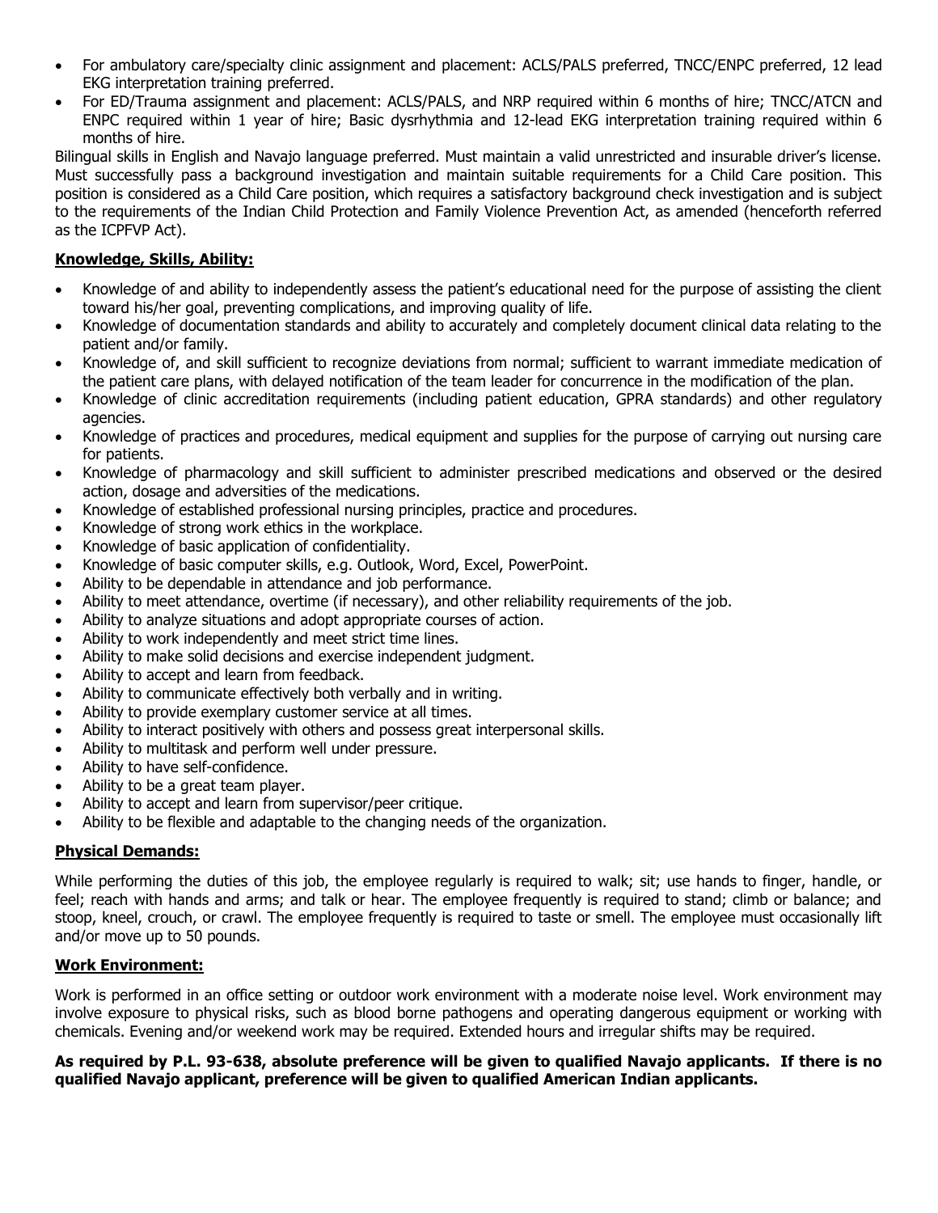- For ambulatory care/specialty clinic assignment and placement: ACLS/PALS preferred, TNCC/ENPC preferred, 12 lead EKG interpretation training preferred.
- For ED/Trauma assignment and placement: ACLS/PALS, and NRP required within 6 months of hire; TNCC/ATCN and ENPC required within 1 year of hire; Basic dysrhythmia and 12-lead EKG interpretation training required within 6 months of hire.

Bilingual skills in English and Navajo language preferred. Must maintain a valid unrestricted and insurable driver's license. Must successfully pass a background investigation and maintain suitable requirements for a Child Care position. This position is considered as a Child Care position, which requires a satisfactory background check investigation and is subject to the requirements of the Indian Child Protection and Family Violence Prevention Act, as amended (henceforth referred as the ICPFVP Act).

## Knowledge, Skills, Ability:

- Knowledge of and ability to independently assess the patient's educational need for the purpose of assisting the client toward his/her goal, preventing complications, and improving quality of life.
- Knowledge of documentation standards and ability to accurately and completely document clinical data relating to the patient and/or family.
- Knowledge of, and skill sufficient to recognize deviations from normal; sufficient to warrant immediate medication of the patient care plans, with delayed notification of the team leader for concurrence in the modification of the plan.
- Knowledge of clinic accreditation requirements (including patient education, GPRA standards) and other regulatory agencies.
- Knowledge of practices and procedures, medical equipment and supplies for the purpose of carrying out nursing care for patients.
- Knowledge of pharmacology and skill sufficient to administer prescribed medications and observed or the desired action, dosage and adversities of the medications.
- Knowledge of established professional nursing principles, practice and procedures.
- Knowledge of strong work ethics in the workplace.
- Knowledge of basic application of confidentiality.
- Knowledge of basic computer skills, e.g. Outlook, Word, Excel, PowerPoint.
- Ability to be dependable in attendance and job performance.
- Ability to meet attendance, overtime (if necessary), and other reliability requirements of the job.
- Ability to analyze situations and adopt appropriate courses of action.
- Ability to work independently and meet strict time lines.
- Ability to make solid decisions and exercise independent judgment.
- Ability to accept and learn from feedback.
- Ability to communicate effectively both verbally and in writing.
- Ability to provide exemplary customer service at all times.
- Ability to interact positively with others and possess great interpersonal skills.
- Ability to multitask and perform well under pressure.
- Ability to have self-confidence.
- Ability to be a great team player.
- Ability to accept and learn from supervisor/peer critique.
- Ability to be flexible and adaptable to the changing needs of the organization.

## Physical Demands:

While performing the duties of this job, the employee regularly is required to walk; sit; use hands to finger, handle, or feel; reach with hands and arms; and talk or hear. The employee frequently is required to stand; climb or balance; and stoop, kneel, crouch, or crawl. The employee frequently is required to taste or smell. The employee must occasionally lift and/or move up to 50 pounds.

## Work Environment:

Work is performed in an office setting or outdoor work environment with a moderate noise level. Work environment may involve exposure to physical risks, such as blood borne pathogens and operating dangerous equipment or working with chemicals. Evening and/or weekend work may be required. Extended hours and irregular shifts may be required.

**As required by P.L. 93-638, absolute preference will be given to qualified Navajo applicants. If there is no qualified Navajo applicant, preference will be given to qualified American Indian applicants.**